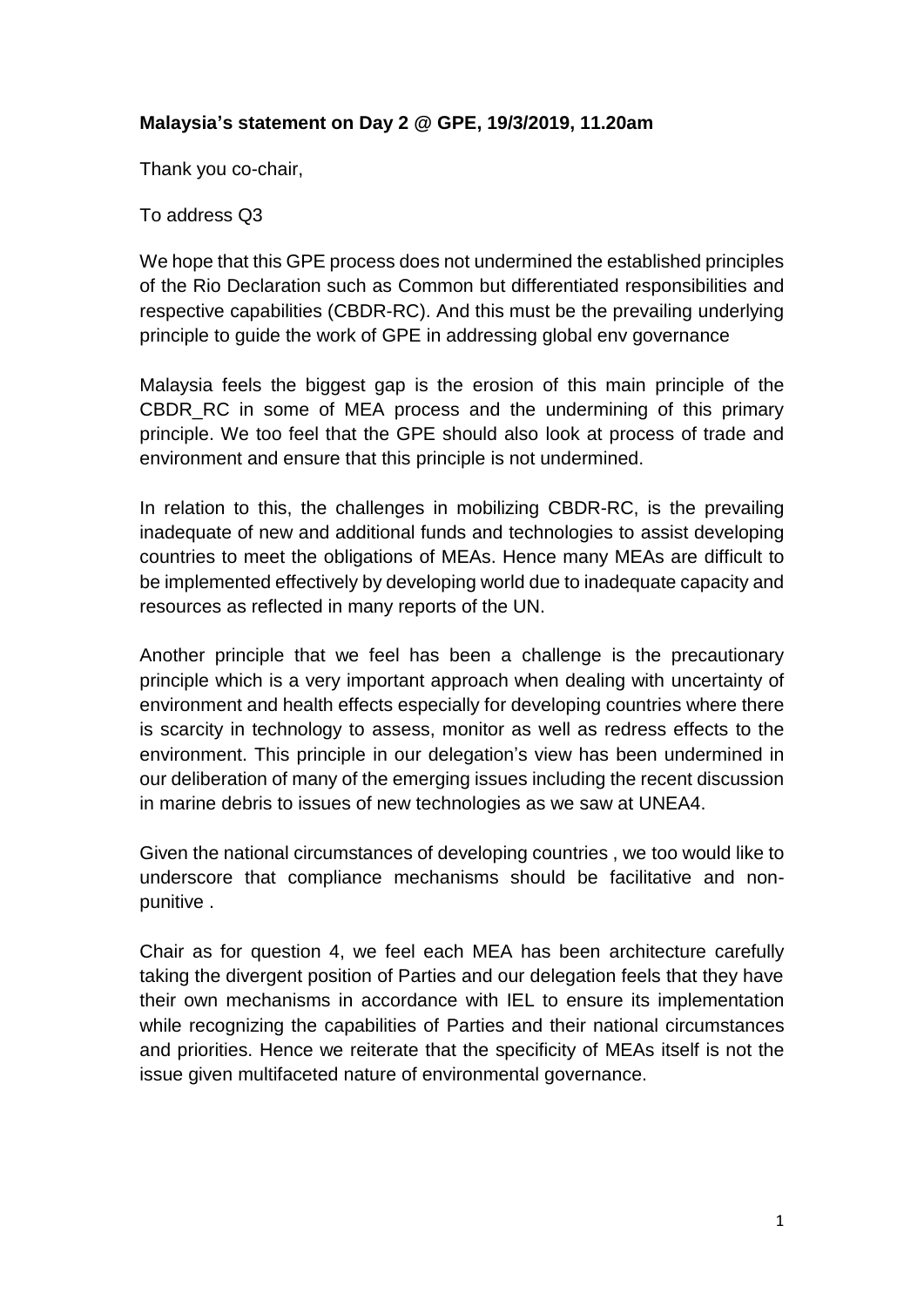**Malaysia's statement on Day 2 @ GPE, 19/3/2019, 11.20am**

Thank you co-chair,

To address Q3

We hope that this GPE process does not undermined the established principles of the Rio Declaration such as Common but differentiated responsibilities and respective capabilities (CBDR-RC). And this must be the prevailing underlying principle to guide the work of GPE in addressing global env governance

Malaysia feels the biggest gap is the erosion of this main principle of the CBDR_RC in some of MEA process and the undermining of this primary principle. We too feel that the GPE should also look at process of trade and environment and ensure that this principle is not undermined.

In relation to this, the challenges in mobilizing CBDR-RC, is the prevailing inadequate of new and additional funds and technologies to assist developing countries to meet the obligations of MEAs. Hence many MEAs are difficult to be implemented effectively by developing world due to inadequate capacity and resources as reflected in many reports of the UN.

Another principle that we feel has been a challenge is the precautionary principle which is a very important approach when dealing with uncertainty of environment and health effects especially for developing countries where there is scarcity in technology to assess, monitor as well as redress effects to the environment. This principle in our delegation's view has been undermined in our deliberation of many of the emerging issues including the recent discussion in marine debris to issues of new technologies as we saw at UNEA4.

Given the national circumstances of developing countries , we too would like to underscore that compliance mechanisms should be facilitative and non-punitive .

Chair as for question 4, we feel each MEA has been architecture carefully taking the divergent position of Parties and our delegation feels that they have their own mechanisms in accordance with IEL to ensure its implementation while recognizing the capabilities of Parties and their national circumstances and priorities. Hence we reiterate that the specificity of MEAs itself is not the issue given multifaceted nature of environmental governance.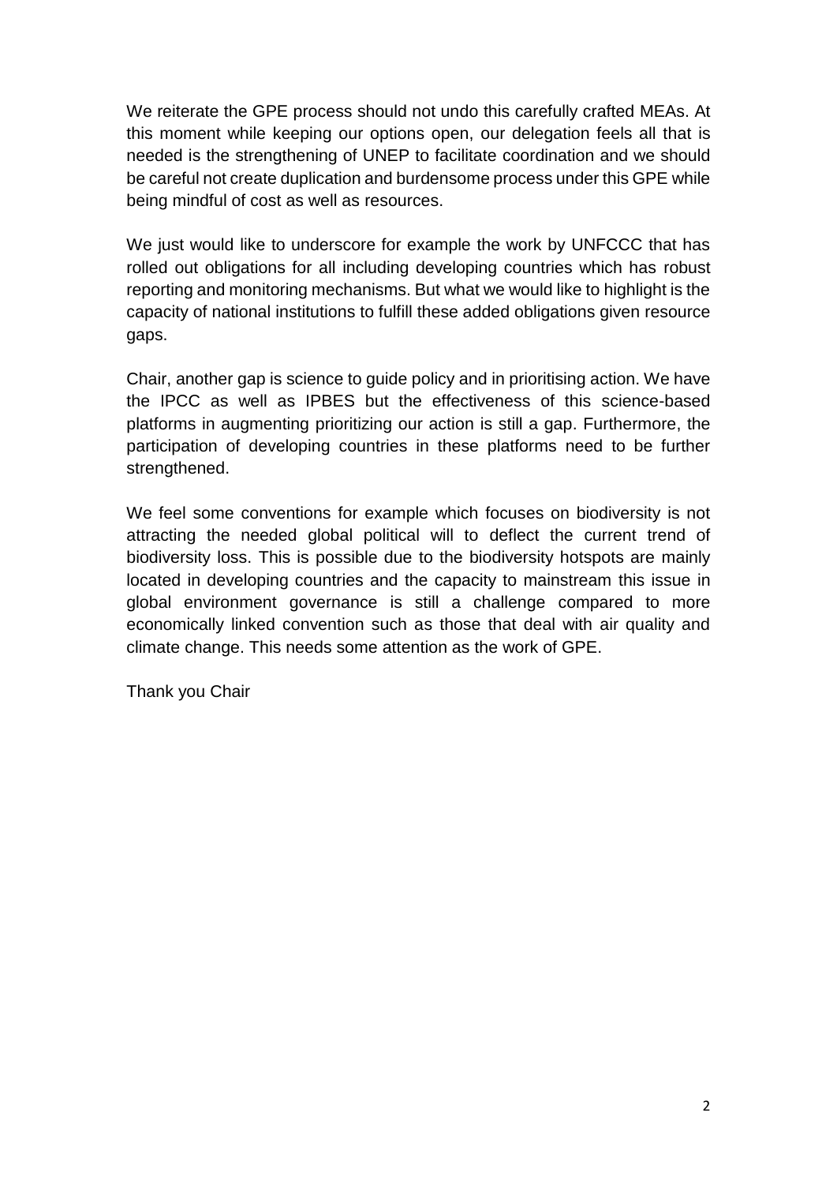We reiterate the GPE process should not undo this carefully crafted MEAs. At this moment while keeping our options open, our delegation feels all that is needed is the strengthening of UNEP to facilitate coordination and we should be careful not create duplication and burdensome process under this GPE while being mindful of cost as well as resources.

We just would like to underscore for example the work by UNFCCC that has rolled out obligations for all including developing countries which has robust reporting and monitoring mechanisms. But what we would like to highlight is the capacity of national institutions to fulfill these added obligations given resource gaps.

Chair, another gap is science to guide policy and in prioritising action. We have the IPCC as well as IPBES but the effectiveness of this science-based platforms in augmenting prioritizing our action is still a gap. Furthermore, the participation of developing countries in these platforms need to be further strengthened.

We feel some conventions for example which focuses on biodiversity is not attracting the needed global political will to deflect the current trend of biodiversity loss. This is possible due to the biodiversity hotspots are mainly located in developing countries and the capacity to mainstream this issue in global environment governance is still a challenge compared to more economically linked convention such as those that deal with air quality and climate change. This needs some attention as the work of GPE.

Thank you Chair